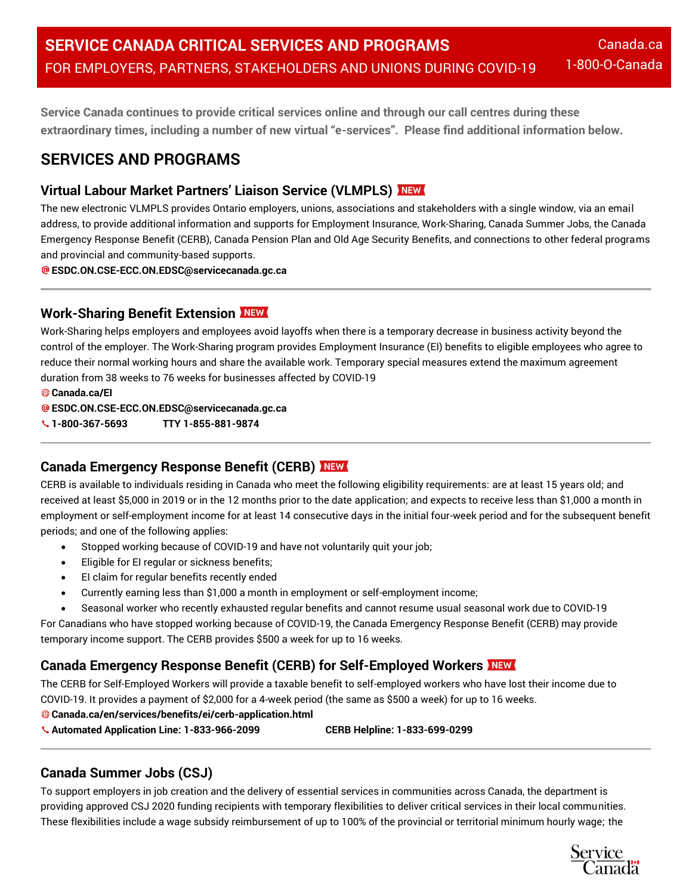# SERVICE CANADA CRITICAL SERVICES AND PROGRAMS

FOR EMPLOYERS, PARTNERS, STAKEHOLDERS AND UNIONS DURING COVID-19

Canada.ca
1-800-O-Canada

**Service Canada continues to provide critical services online and through our call centres during these extraordinary times, including a number of new virtual "e-services". Please find additional information below.**

## SERVICES AND PROGRAMS

### Virtual Labour Market Partners' Liaison Service (VLMPLS) NEW

The new electronic VLMPLS provides Ontario employers, unions, associations and stakeholders with a single window, via an email address, to provide additional information and supports for Employment Insurance, Work-Sharing, Canada Summer Jobs, the Canada Emergency Response Benefit (CERB), Canada Pension Plan and Old Age Security Benefits, and connections to other federal programs and provincial and community-based supports.

**ESDC.ON.CSE-ECC.ON.EDSC@servicecanada.gc.ca**

---

### Work-Sharing Benefit Extension NEW

Work-Sharing helps employers and employees avoid layoffs when there is a temporary decrease in business activity beyond the control of the employer. The Work-Sharing program provides Employment Insurance (EI) benefits to eligible employees who agree to reduce their normal working hours and share the available work. Temporary special measures extend the maximum agreement duration from 38 weeks to 76 weeks for businesses affected by COVID-19

**Canada.ca/EI**
**ESDC.ON.CSE-ECC.ON.EDSC@servicecanada.gc.ca**
**1-800-367-5693 TTY 1-855-881-9874**

---

### Canada Emergency Response Benefit (CERB) NEW

CERB is available to individuals residing in Canada who meet the following eligibility requirements: are at least 15 years old; and received at least $5,000 in 2019 or in the 12 months prior to the date application; and expects to receive less than $1,000 a month in employment or self-employment income for at least 14 consecutive days in the initial four-week period and for the subsequent benefit periods; and one of the following applies:

- Stopped working because of COVID-19 and have not voluntarily quit your job;
- Eligible for EI regular or sickness benefits;
- EI claim for regular benefits recently ended
- Currently earning less than $1,000 a month in employment or self-employment income;
- Seasonal worker who recently exhausted regular benefits and cannot resume usual seasonal work due to COVID-19

For Canadians who have stopped working because of COVID-19, the Canada Emergency Response Benefit (CERB) may provide temporary income support. The CERB provides $500 a week for up to 16 weeks.

### Canada Emergency Response Benefit (CERB) for Self-Employed Workers NEW

The CERB for Self-Employed Workers will provide a taxable benefit to self-employed workers who have lost their income due to COVID-19. It provides a payment of $2,000 for a 4-week period (the same as $500 a week) for up to 16 weeks.

**Canada.ca/en/services/benefits/ei/cerb-application.html**
**Automated Application Line: 1-833-966-2099 CERB Helpline: 1-833-699-0299**

---

### Canada Summer Jobs (CSJ)

To support employers in job creation and the delivery of essential services in communities across Canada, the department is providing approved CSJ 2020 funding recipients with temporary flexibilities to deliver critical services in their local communities. These flexibilities include a wage subsidy reimbursement of up to 100% of the provincial or territorial minimum hourly wage; the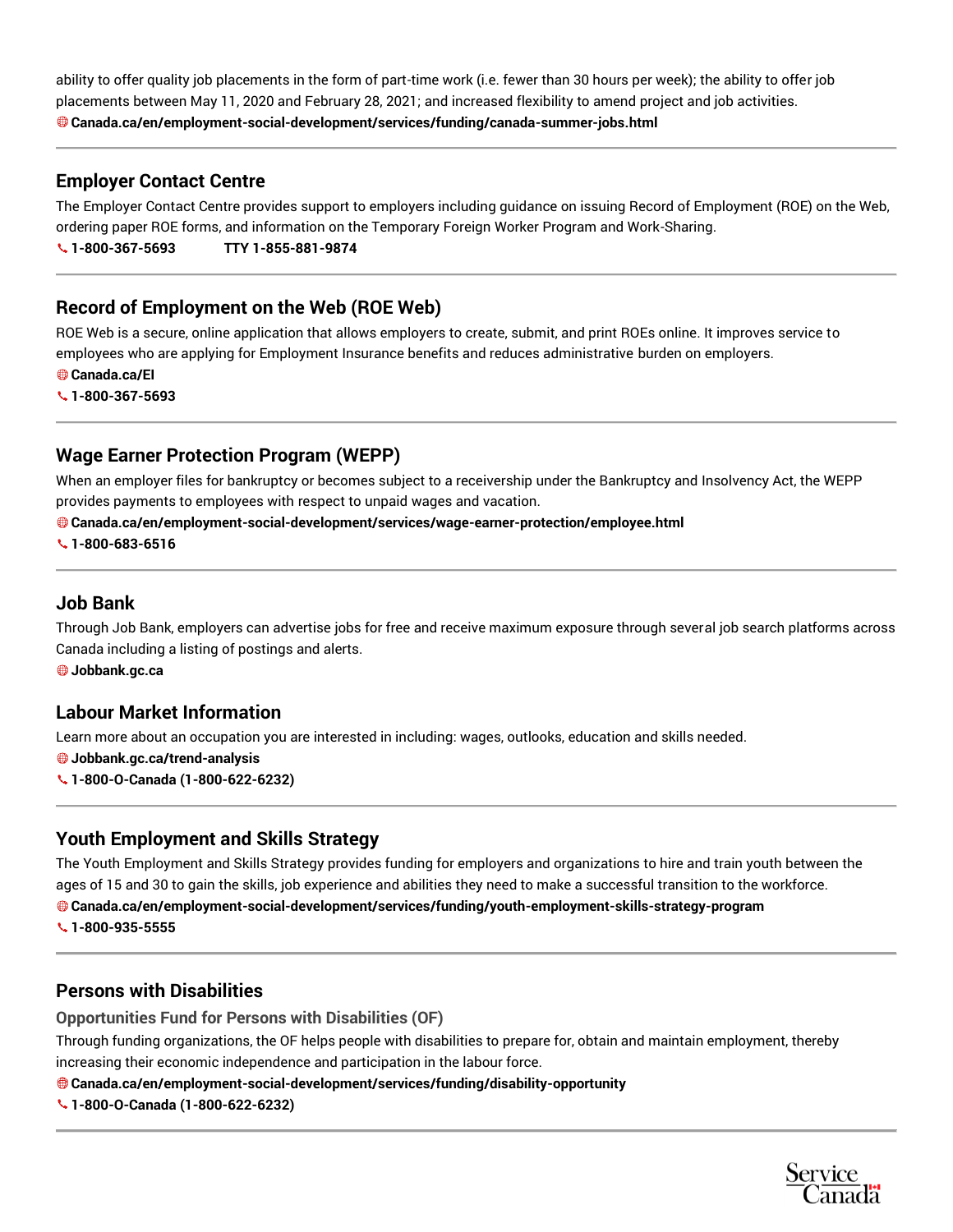ability to offer quality job placements in the form of part-time work (i.e. fewer than 30 hours per week); the ability to offer job placements between May 11, 2020 and February 28, 2021; and increased flexibility to amend project and job activities.

**Canada.ca/en/employment-social-development/services/funding/canada-summer-jobs.html**

---

## Employer Contact Centre

The Employer Contact Centre provides support to employers including guidance on issuing Record of Employment (ROE) on the Web, ordering paper ROE forms, and information on the Temporary Foreign Worker Program and Work-Sharing.

**1-800-367-5693** **TTY 1-855-881-9874**

---

## Record of Employment on the Web (ROE Web)

ROE Web is a secure, online application that allows employers to create, submit, and print ROEs online. It improves service to employees who are applying for Employment Insurance benefits and reduces administrative burden on employers.

**Canada.ca/EI**

**1-800-367-5693**

---

## Wage Earner Protection Program (WEPP)

When an employer files for bankruptcy or becomes subject to a receivership under the Bankruptcy and Insolvency Act, the WEPP provides payments to employees with respect to unpaid wages and vacation.

**Canada.ca/en/employment-social-development/services/wage-earner-protection/employee.html**

**1-800-683-6516**

---

## Job Bank

Through Job Bank, employers can advertise jobs for free and receive maximum exposure through several job search platforms across Canada including a listing of postings and alerts.

**Jobbank.gc.ca**

## Labour Market Information

Learn more about an occupation you are interested in including: wages, outlooks, education and skills needed.

**Jobbank.gc.ca/trend-analysis**

**1-800-O-Canada (1-800-622-6232)**

---

## Youth Employment and Skills Strategy

The Youth Employment and Skills Strategy provides funding for employers and organizations to hire and train youth between the ages of 15 and 30 to gain the skills, job experience and abilities they need to make a successful transition to the workforce.

**Canada.ca/en/employment-social-development/services/funding/youth-employment-skills-strategy-program**

**1-800-935-5555**

---

## Persons with Disabilities

### Opportunities Fund for Persons with Disabilities (OF)

Through funding organizations, the OF helps people with disabilities to prepare for, obtain and maintain employment, thereby increasing their economic independence and participation in the labour force.

**Canada.ca/en/employment-social-development/services/funding/disability-opportunity**

**1-800-O-Canada (1-800-622-6232)**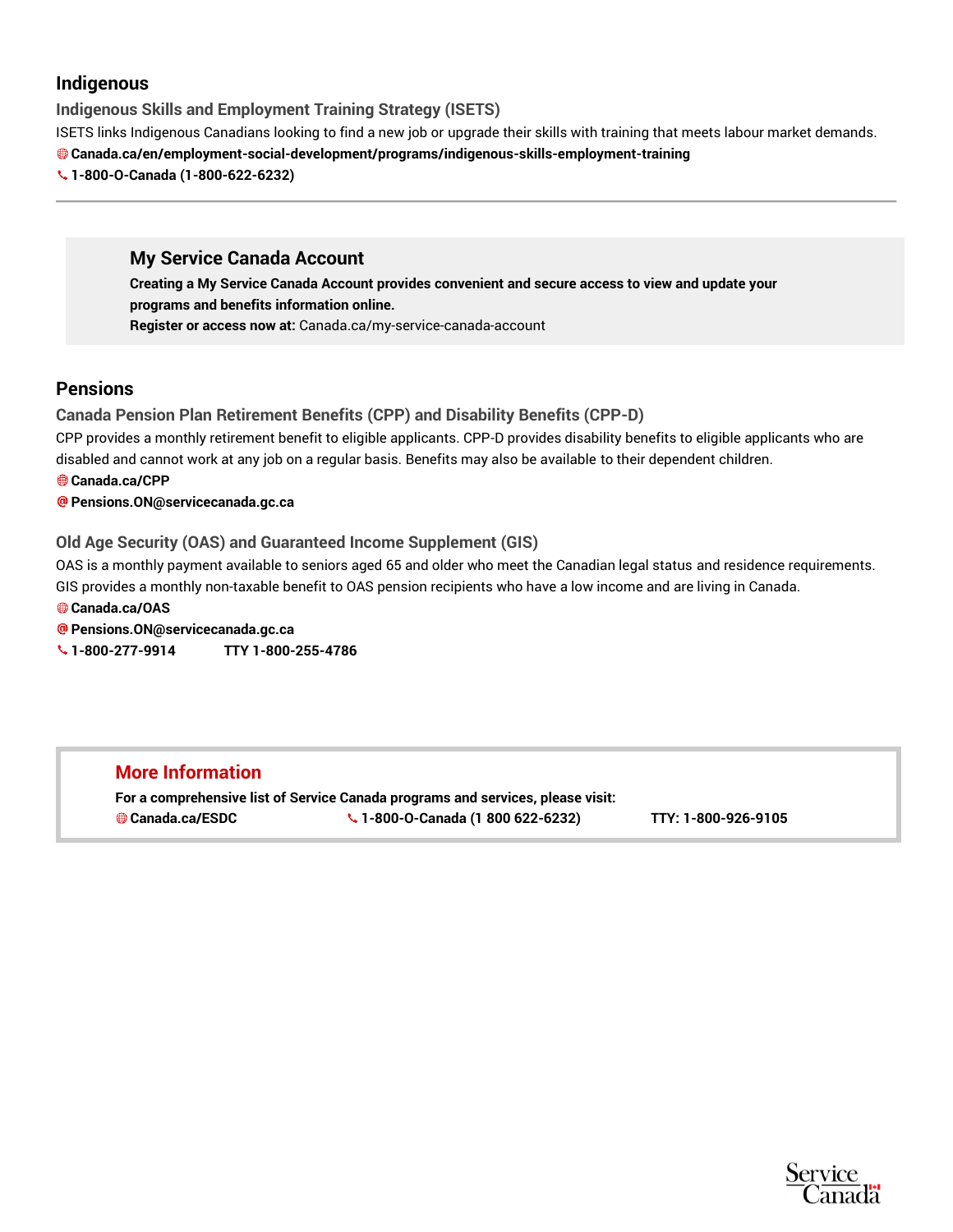## Indigenous

### Indigenous Skills and Employment Training Strategy (ISETS)

ISETS links Indigenous Canadians looking to find a new job or upgrade their skills with training that meets labour market demands.

**Canada.ca/en/employment-social-development/programs/indigenous-skills-employment-training**

**1-800-O-Canada (1-800-622-6232)**

---

### My Service Canada Account

**Creating a My Service Canada Account provides convenient and secure access to view and update your programs and benefits information online.**

**Register or access now at:** Canada.ca/my-service-canada-account

## Pensions

### Canada Pension Plan Retirement Benefits (CPP) and Disability Benefits (CPP-D)

CPP provides a monthly retirement benefit to eligible applicants. CPP-D provides disability benefits to eligible applicants who are disabled and cannot work at any job on a regular basis. Benefits may also be available to their dependent children.

**Canada.ca/CPP**

**Pensions.ON@servicecanada.gc.ca**

### Old Age Security (OAS) and Guaranteed Income Supplement (GIS)

OAS is a monthly payment available to seniors aged 65 and older who meet the Canadian legal status and residence requirements. GIS provides a monthly non-taxable benefit to OAS pension recipients who have a low income and are living in Canada.

**Canada.ca/OAS**

**Pensions.ON@servicecanada.gc.ca**

**1-800-277-9914** **TTY 1-800-255-4786**

### More Information

**For a comprehensive list of Service Canada programs and services, please visit:**

**Canada.ca/ESDC** **1-800-O-Canada (1 800 622-6232)** **TTY: 1-800-926-9105**